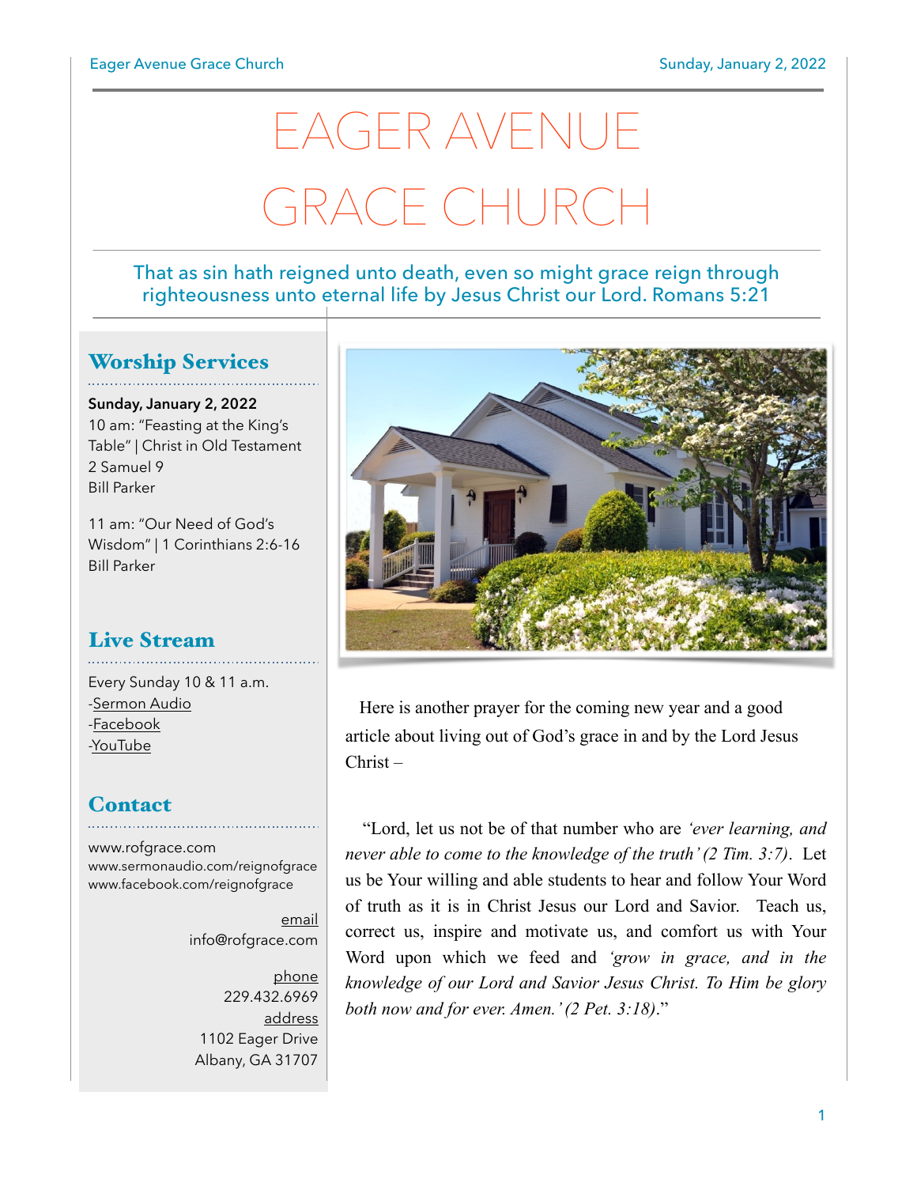# EAGER AVENUE GRACE CHURCH

That as sin hath reigned unto death, even so might grace reign through righteousness unto eternal life by Jesus Christ our Lord. Romans 5:21

## Worship Services

**Sunday, January 2, 2022**
10 am: "Feasting at the King's Table" | Christ in Old Testament
2 Samuel 9
Bill Parker

11 am: "Our Need of God's Wisdom" | 1 Corinthians 2:6-16
Bill Parker

## Live Stream

Every Sunday 10 & 11 a.m.
-Sermon Audio
-Facebook
-YouTube

## Contact

www.rofgrace.com
www.sermonaudio.com/reignofgrace
www.facebook.com/reignofgrace

email
info@rofgrace.com

phone
229.432.6969

address
1102 Eager Drive
Albany, GA 31707

Here is another prayer for the coming new year and a good article about living out of God's grace in and by the Lord Jesus Christ –

"Lord, let us not be of that number who are *'ever learning, and never able to come to the knowledge of the truth' (2 Tim. 3:7)*. Let us be Your willing and able students to hear and follow Your Word of truth as it is in Christ Jesus our Lord and Savior. Teach us, correct us, inspire and motivate us, and comfort us with Your Word upon which we feed and *'grow in grace, and in the knowledge of our Lord and Savior Jesus Christ. To Him be glory both now and for ever. Amen.' (2 Pet. 3:18)*."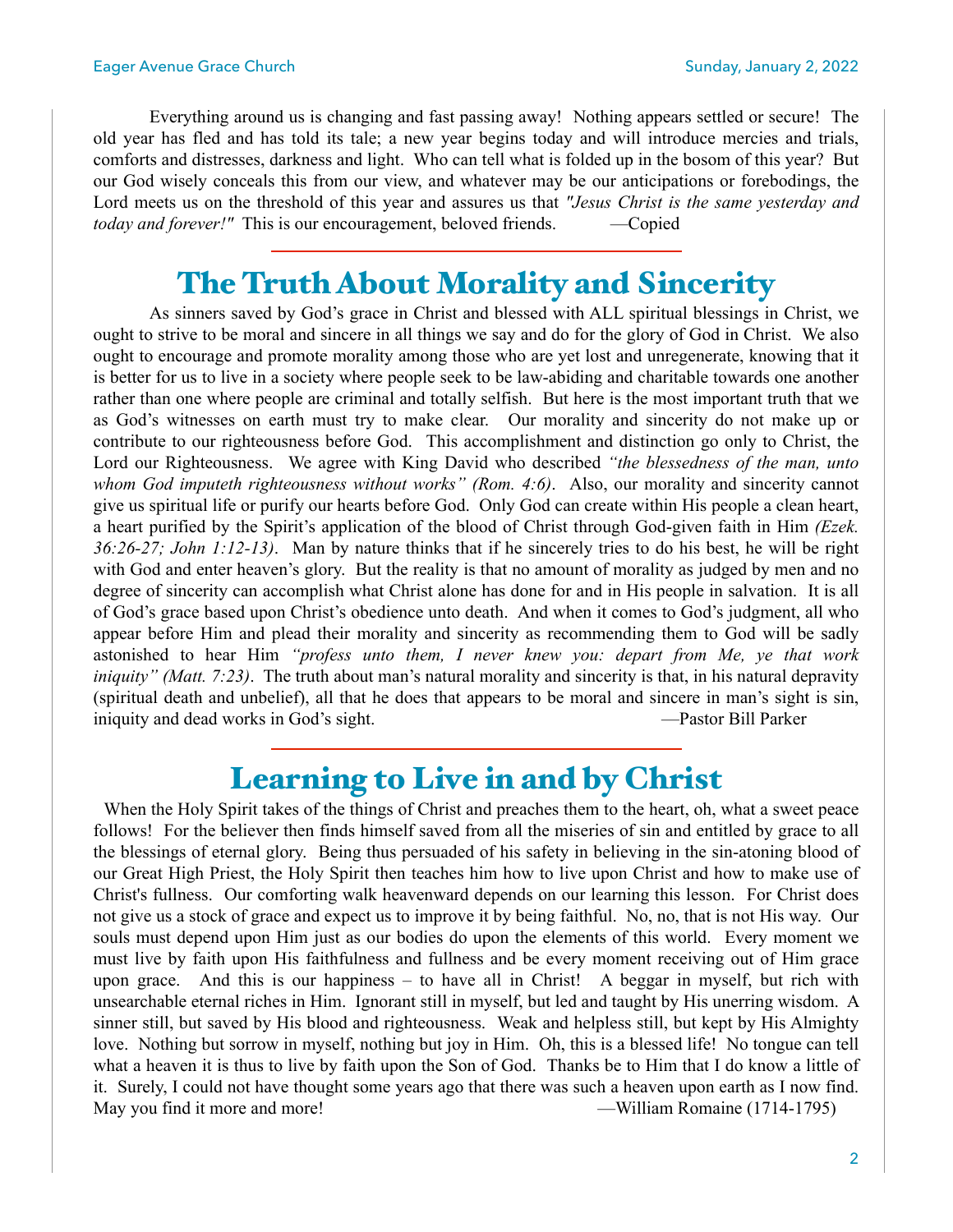Everything around us is changing and fast passing away! Nothing appears settled or secure! The old year has fled and has told its tale; a new year begins today and will introduce mercies and trials, comforts and distresses, darkness and light. Who can tell what is folded up in the bosom of this year? But our God wisely conceals this from our view, and whatever may be our anticipations or forebodings, the Lord meets us on the threshold of this year and assures us that *"Jesus Christ is the same yesterday and today and forever!"* This is our encouragement, beloved friends. —Copied

---

# The Truth About Morality and Sincerity

As sinners saved by God's grace in Christ and blessed with ALL spiritual blessings in Christ, we ought to strive to be moral and sincere in all things we say and do for the glory of God in Christ. We also ought to encourage and promote morality among those who are yet lost and unregenerate, knowing that it is better for us to live in a society where people seek to be law-abiding and charitable towards one another rather than one where people are criminal and totally selfish. But here is the most important truth that we as God's witnesses on earth must try to make clear. Our morality and sincerity do not make up or contribute to our righteousness before God. This accomplishment and distinction go only to Christ, the Lord our Righteousness. We agree with King David who described *"the blessedness of the man, unto whom God imputeth righteousness without works" (Rom. 4:6)*. Also, our morality and sincerity cannot give us spiritual life or purify our hearts before God. Only God can create within His people a clean heart, a heart purified by the Spirit's application of the blood of Christ through God-given faith in Him *(Ezek. 36:26-27; John 1:12-13)*. Man by nature thinks that if he sincerely tries to do his best, he will be right with God and enter heaven's glory. But the reality is that no amount of morality as judged by men and no degree of sincerity can accomplish what Christ alone has done for and in His people in salvation. It is all of God's grace based upon Christ's obedience unto death. And when it comes to God's judgment, all who appear before Him and plead their morality and sincerity as recommending them to God will be sadly astonished to hear Him *"profess unto them, I never knew you: depart from Me, ye that work iniquity" (Matt. 7:23)*. The truth about man's natural morality and sincerity is that, in his natural depravity (spiritual death and unbelief), all that he does that appears to be moral and sincere in man's sight is sin, iniquity and dead works in God's sight. —Pastor Bill Parker

---

# Learning to Live in and by Christ

When the Holy Spirit takes of the things of Christ and preaches them to the heart, oh, what a sweet peace follows! For the believer then finds himself saved from all the miseries of sin and entitled by grace to all the blessings of eternal glory. Being thus persuaded of his safety in believing in the sin-atoning blood of our Great High Priest, the Holy Spirit then teaches him how to live upon Christ and how to make use of Christ's fullness. Our comforting walk heavenward depends on our learning this lesson. For Christ does not give us a stock of grace and expect us to improve it by being faithful. No, no, that is not His way. Our souls must depend upon Him just as our bodies do upon the elements of this world. Every moment we must live by faith upon His faithfulness and fullness and be every moment receiving out of Him grace upon grace. And this is our happiness – to have all in Christ! A beggar in myself, but rich with unsearchable eternal riches in Him. Ignorant still in myself, but led and taught by His unerring wisdom. A sinner still, but saved by His blood and righteousness. Weak and helpless still, but kept by His Almighty love. Nothing but sorrow in myself, nothing but joy in Him. Oh, this is a blessed life! No tongue can tell what a heaven it is thus to live by faith upon the Son of God. Thanks be to Him that I do know a little of it. Surely, I could not have thought some years ago that there was such a heaven upon earth as I now find. May you find it more and more! —William Romaine (1714-1795)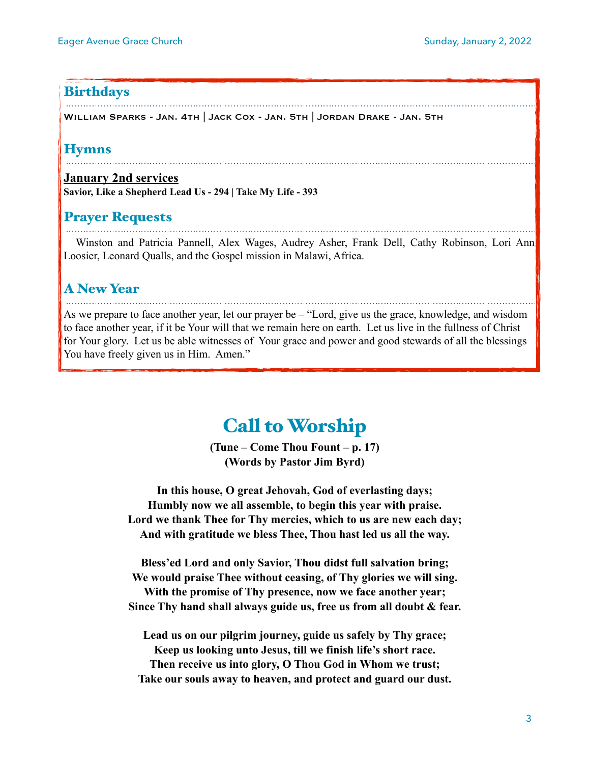## Birthdays

William Sparks - Jan. 4th | Jack Cox - Jan. 5th | Jordan Drake - Jan. 5th

## Hymns

**January 2nd services**

**Savior, Like a Shepherd Lead Us - 294 | Take My Life - 393**

## Prayer Requests

Winston and Patricia Pannell, Alex Wages, Audrey Asher, Frank Dell, Cathy Robinson, Lori Ann Loosier, Leonard Qualls, and the Gospel mission in Malawi, Africa.

## A New Year

As we prepare to face another year, let our prayer be – "Lord, give us the grace, knowledge, and wisdom to face another year, if it be Your will that we remain here on earth. Let us live in the fullness of Christ for Your glory. Let us be able witnesses of Your grace and power and good stewards of all the blessings You have freely given us in Him. Amen."

# Call to Worship

**(Tune – Come Thou Fount – p. 17)**
**(Words by Pastor Jim Byrd)**

**In this house, O great Jehovah, God of everlasting days;**
**Humbly now we all assemble, to begin this year with praise.**
**Lord we thank Thee for Thy mercies, which to us are new each day;**
**And with gratitude we bless Thee, Thou hast led us all the way.**

**Bless'ed Lord and only Savior, Thou didst full salvation bring;**
**We would praise Thee without ceasing, of Thy glories we will sing.**
**With the promise of Thy presence, now we face another year;**
**Since Thy hand shall always guide us, free us from all doubt & fear.**

**Lead us on our pilgrim journey, guide us safely by Thy grace;**
**Keep us looking unto Jesus, till we finish life's short race.**
**Then receive us into glory, O Thou God in Whom we trust;**
**Take our souls away to heaven, and protect and guard our dust.**